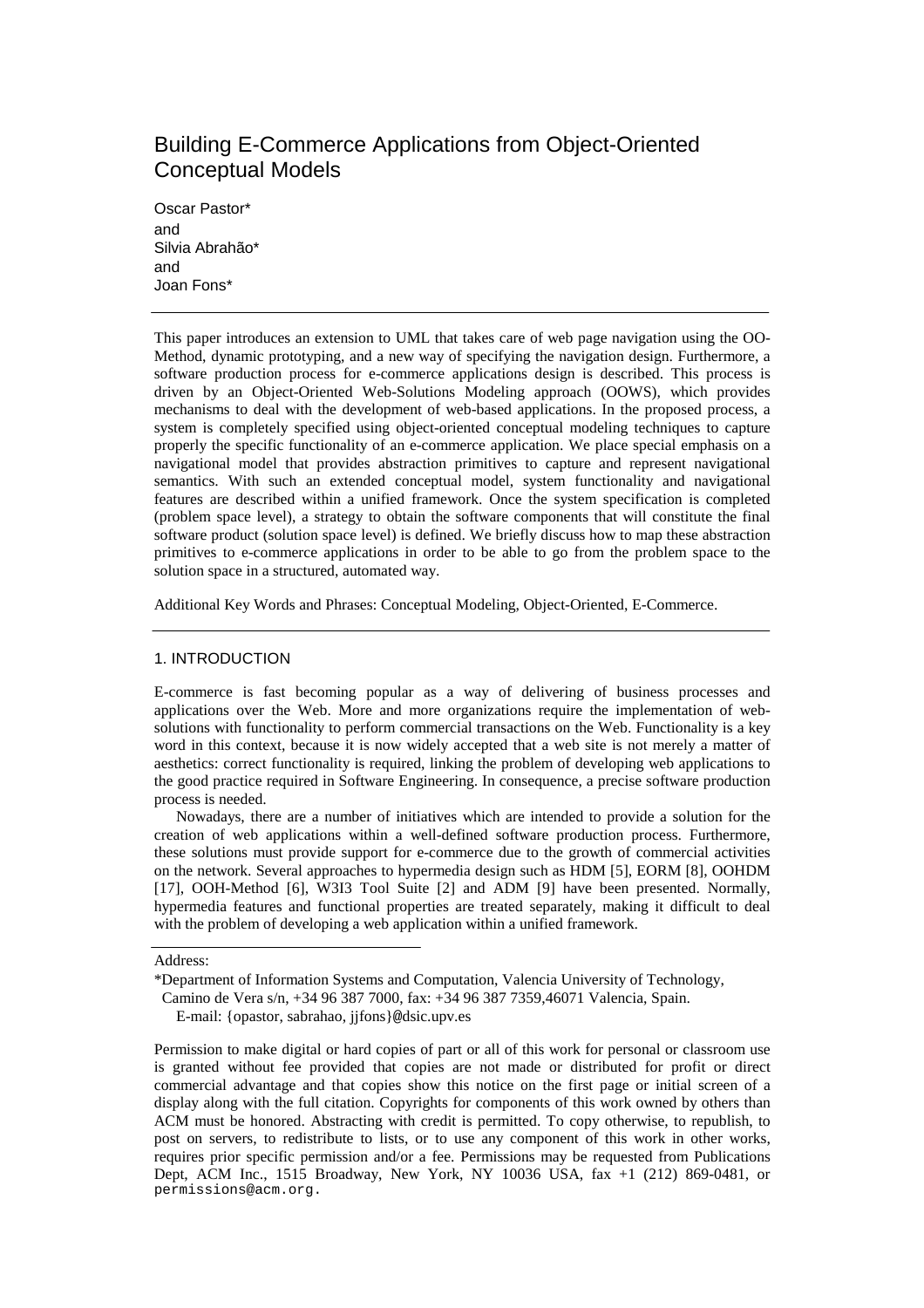// Building E-Commerce Applications from Object-Oriented Conceptual Models

Oscar Pastor*
and
Silvia Abrahão*
and
Joan Fons*

---

This paper introduces an extension to UML that takes care of web page navigation using the OO-Method, dynamic prototyping, and a new way of specifying the navigation design. Furthermore, a software production process for e-commerce applications design is described. This process is driven by an Object-Oriented Web-Solutions Modeling approach (OOWS), which provides mechanisms to deal with the development of web-based applications. In the proposed process, a system is completely specified using object-oriented conceptual modeling techniques to capture properly the specific functionality of an e-commerce application. We place special emphasis on a navigational model that provides abstraction primitives to capture and represent navigational semantics. With such an extended conceptual model, system functionality and navigational features are described within a unified framework. Once the system specification is completed (problem space level), a strategy to obtain the software components that will constitute the final software product (solution space level) is defined. We briefly discuss how to map these abstraction primitives to e-commerce applications in order to be able to go from the problem space to the solution space in a structured, automated way.

Additional Key Words and Phrases: Conceptual Modeling, Object-Oriented, E-Commerce.

---

## 1. INTRODUCTION

E-commerce is fast becoming popular as a way of delivering of business processes and applications over the Web. More and more organizations require the implementation of web-solutions with functionality to perform commercial transactions on the Web. Functionality is a key word in this context, because it is now widely accepted that a web site is not merely a matter of aesthetics: correct functionality is required, linking the problem of developing web applications to the good practice required in Software Engineering. In consequence, a precise software production process is needed.

Nowadays, there are a number of initiatives which are intended to provide a solution for the creation of web applications within a well-defined software production process. Furthermore, these solutions must provide support for e-commerce due to the growth of commercial activities on the network. Several approaches to hypermedia design such as HDM [5], EORM [8], OOHDM [17], OOH-Method [6], W3I3 Tool Suite [2] and ADM [9] have been presented. Normally, hypermedia features and functional properties are treated separately, making it difficult to deal with the problem of developing a web application within a unified framework.

---

Address:

*Department of Information Systems and Computation, Valencia University of Technology,
Camino de Vera s/n, +34 96 387 7000, fax: +34 96 387 7359,46071 Valencia, Spain.
E-mail: {opastor, sabrahao, jjfons}@dsic.upv.es

Permission to make digital or hard copies of part or all of this work for personal or classroom use is granted without fee provided that copies are not made or distributed for profit or direct commercial advantage and that copies show this notice on the first page or initial screen of a display along with the full citation. Copyrights for components of this work owned by others than ACM must be honored. Abstracting with credit is permitted. To copy otherwise, to republish, to post on servers, to redistribute to lists, or to use any component of this work in other works, requires prior specific permission and/or a fee. Permissions may be requested from Publications Dept, ACM Inc., 1515 Broadway, New York, NY 10036 USA, fax +1 (212) 869-0481, or permissions@acm.org.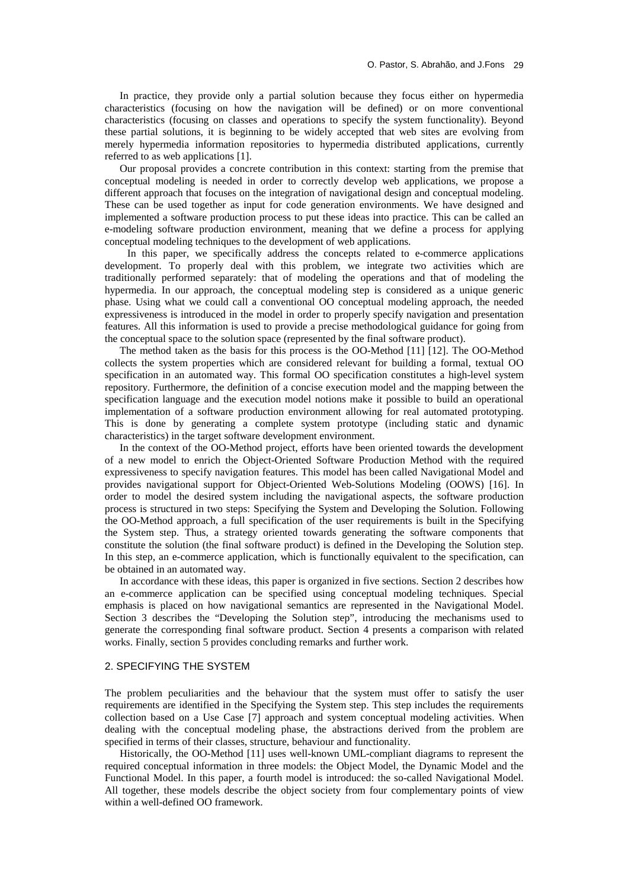In practice, they provide only a partial solution because they focus either on hypermedia characteristics (focusing on how the navigation will be defined) or on more conventional characteristics (focusing on classes and operations to specify the system functionality). Beyond these partial solutions, it is beginning to be widely accepted that web sites are evolving from merely hypermedia information repositories to hypermedia distributed applications, currently referred to as web applications [1].

Our proposal provides a concrete contribution in this context: starting from the premise that conceptual modeling is needed in order to correctly develop web applications, we propose a different approach that focuses on the integration of navigational design and conceptual modeling. These can be used together as input for code generation environments. We have designed and implemented a software production process to put these ideas into practice. This can be called an e-modeling software production environment, meaning that we define a process for applying conceptual modeling techniques to the development of web applications.

In this paper, we specifically address the concepts related to e-commerce applications development. To properly deal with this problem, we integrate two activities which are traditionally performed separately: that of modeling the operations and that of modeling the hypermedia. In our approach, the conceptual modeling step is considered as a unique generic phase. Using what we could call a conventional OO conceptual modeling approach, the needed expressiveness is introduced in the model in order to properly specify navigation and presentation features. All this information is used to provide a precise methodological guidance for going from the conceptual space to the solution space (represented by the final software product).

The method taken as the basis for this process is the OO-Method [11] [12]. The OO-Method collects the system properties which are considered relevant for building a formal, textual OO specification in an automated way. This formal OO specification constitutes a high-level system repository. Furthermore, the definition of a concise execution model and the mapping between the specification language and the execution model notions make it possible to build an operational implementation of a software production environment allowing for real automated prototyping. This is done by generating a complete system prototype (including static and dynamic characteristics) in the target software development environment.

In the context of the OO-Method project, efforts have been oriented towards the development of a new model to enrich the Object-Oriented Software Production Method with the required expressiveness to specify navigation features. This model has been called Navigational Model and provides navigational support for Object-Oriented Web-Solutions Modeling (OOWS) [16]. In order to model the desired system including the navigational aspects, the software production process is structured in two steps: Specifying the System and Developing the Solution. Following the OO-Method approach, a full specification of the user requirements is built in the Specifying the System step. Thus, a strategy oriented towards generating the software components that constitute the solution (the final software product) is defined in the Developing the Solution step. In this step, an e-commerce application, which is functionally equivalent to the specification, can be obtained in an automated way.

In accordance with these ideas, this paper is organized in five sections. Section 2 describes how an e-commerce application can be specified using conceptual modeling techniques. Special emphasis is placed on how navigational semantics are represented in the Navigational Model. Section 3 describes the "Developing the Solution step", introducing the mechanisms used to generate the corresponding final software product. Section 4 presents a comparison with related works. Finally, section 5 provides concluding remarks and further work.

## 2. SPECIFYING THE SYSTEM

The problem peculiarities and the behaviour that the system must offer to satisfy the user requirements are identified in the Specifying the System step. This step includes the requirements collection based on a Use Case [7] approach and system conceptual modeling activities. When dealing with the conceptual modeling phase, the abstractions derived from the problem are specified in terms of their classes, structure, behaviour and functionality.

Historically, the OO-Method [11] uses well-known UML-compliant diagrams to represent the required conceptual information in three models: the Object Model, the Dynamic Model and the Functional Model. In this paper, a fourth model is introduced: the so-called Navigational Model. All together, these models describe the object society from four complementary points of view within a well-defined OO framework.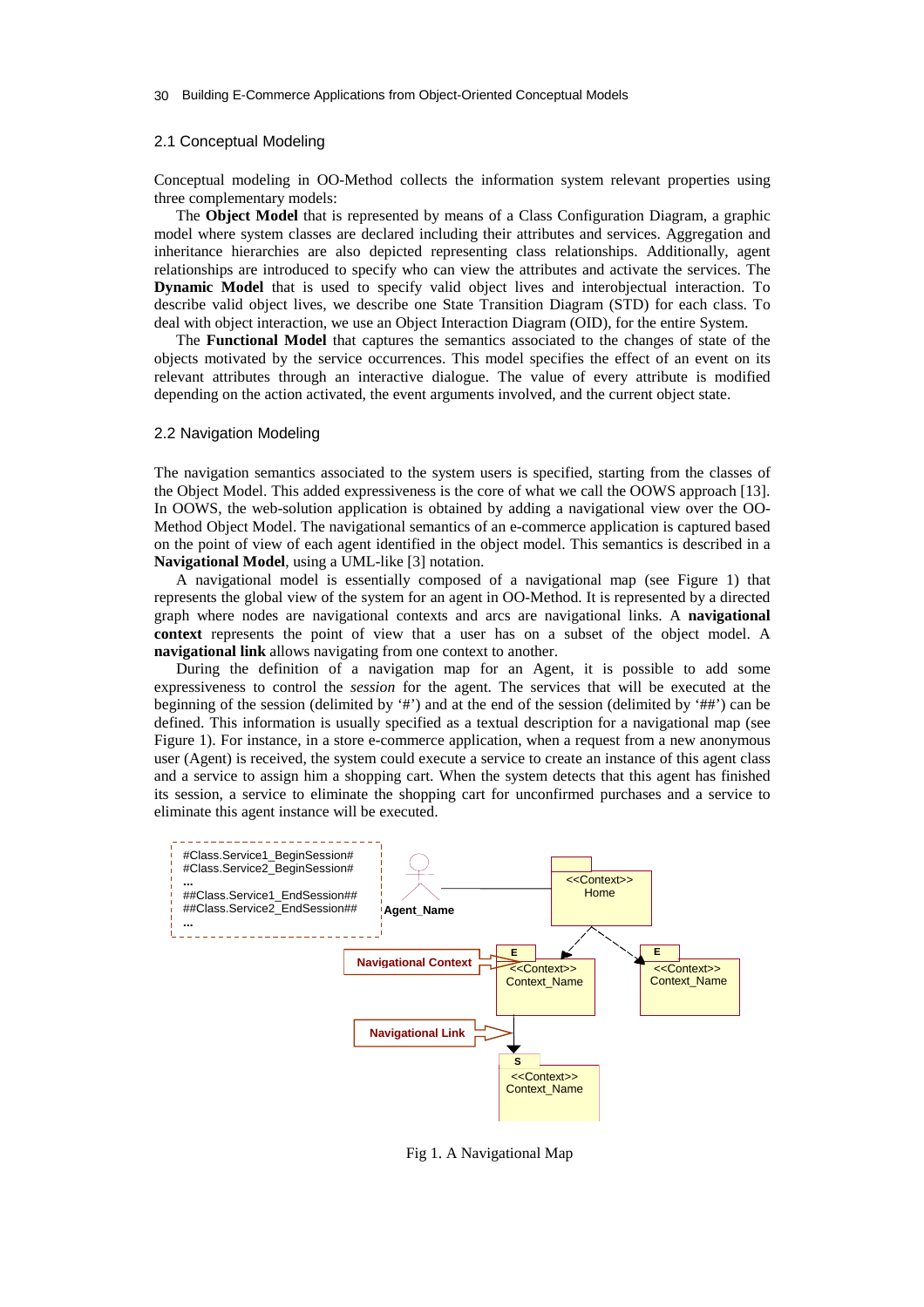## 2.1 Conceptual Modeling

Conceptual modeling in OO-Method collects the information system relevant properties using three complementary models:

The **Object Model** that is represented by means of a Class Configuration Diagram, a graphic model where system classes are declared including their attributes and services. Aggregation and inheritance hierarchies are also depicted representing class relationships. Additionally, agent relationships are introduced to specify who can view the attributes and activate the services. The **Dynamic Model** that is used to specify valid object lives and interobjectual interaction. To describe valid object lives, we describe one State Transition Diagram (STD) for each class. To deal with object interaction, we use an Object Interaction Diagram (OID), for the entire System.

The **Functional Model** that captures the semantics associated to the changes of state of the objects motivated by the service occurrences. This model specifies the effect of an event on its relevant attributes through an interactive dialogue. The value of every attribute is modified depending on the action activated, the event arguments involved, and the current object state.

## 2.2 Navigation Modeling

The navigation semantics associated to the system users is specified, starting from the classes of the Object Model. This added expressiveness is the core of what we call the OOWS approach [13]. In OOWS, the web-solution application is obtained by adding a navigational view over the OO-Method Object Model. The navigational semantics of an e-commerce application is captured based on the point of view of each agent identified in the object model. This semantics is described in a **Navigational Model**, using a UML-like [3] notation.

A navigational model is essentially composed of a navigational map (see Figure 1) that represents the global view of the system for an agent in OO-Method. It is represented by a directed graph where nodes are navigational contexts and arcs are navigational links. A **navigational context** represents the point of view that a user has on a subset of the object model. A **navigational link** allows navigating from one context to another.

During the definition of a navigation map for an Agent, it is possible to add some expressiveness to control the *session* for the agent. The services that will be executed at the beginning of the session (delimited by '#') and at the end of the session (delimited by '##') can be defined. This information is usually specified as a textual description for a navigational map (see Figure 1). For instance, in a store e-commerce application, when a request from a new anonymous user (Agent) is received, the system could execute a service to create an instance of this agent class and a service to assign him a shopping cart. When the system detects that this agent has finished its session, a service to eliminate the shopping cart for unconfirmed purchases and a service to eliminate this agent instance will be executed.

#Class.Service1_BeginSession#
#Class.Service2_BeginSession#
...
##Class.Service1_EndSession##
##Class.Service2_EndSession##
...

Agent_Name — <<Context>> Home

Navigational Context — E <<Context>> Context_Name

E <<Context>> Context_Name

Navigational Link — S <<Context>> Context_Name

Fig 1. A Navigational Map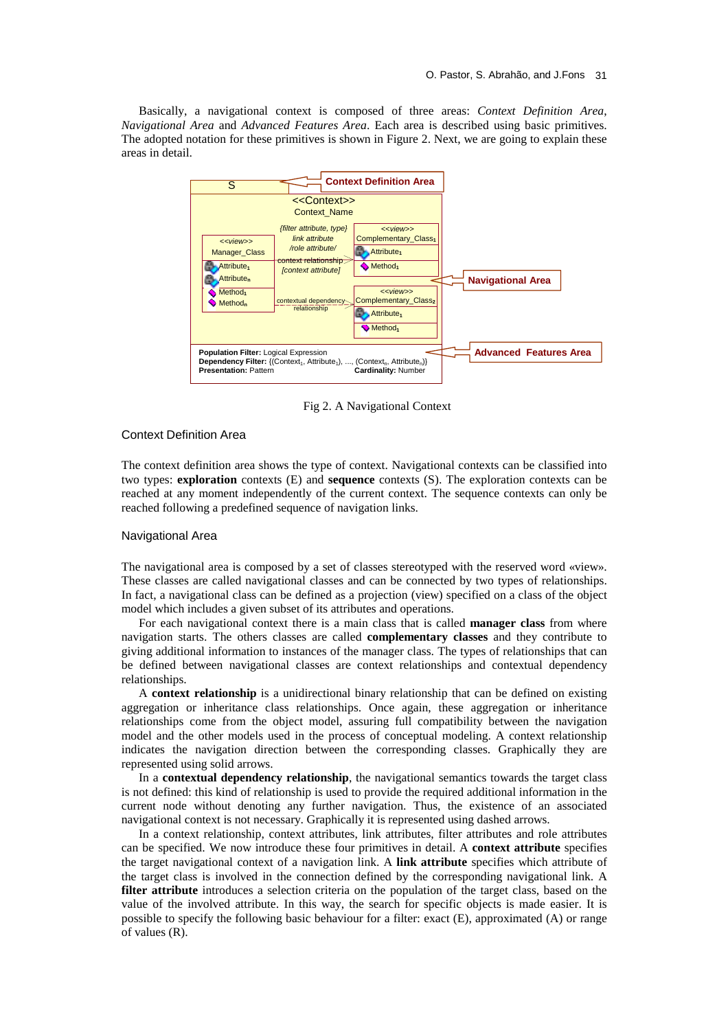Basically, a navigational context is composed of three areas: *Context Definition Area*, *Navigational Area* and *Advanced Features Area*. Each area is described using basic primitives. The adopted notation for these primitives is shown in Figure 2. Next, we are going to explain these areas in detail.

Fig 2. A Navigational Context

### Context Definition Area

The context definition area shows the type of context. Navigational contexts can be classified into two types: **exploration** contexts (E) and **sequence** contexts (S). The exploration contexts can be reached at any moment independently of the current context. The sequence contexts can only be reached following a predefined sequence of navigation links.

### Navigational Area

The navigational area is composed by a set of classes stereotyped with the reserved word «view». These classes are called navigational classes and can be connected by two types of relationships. In fact, a navigational class can be defined as a projection (view) specified on a class of the object model which includes a given subset of its attributes and operations.

For each navigational context there is a main class that is called **manager class** from where navigation starts. The others classes are called **complementary classes** and they contribute to giving additional information to instances of the manager class. The types of relationships that can be defined between navigational classes are context relationships and contextual dependency relationships.

A **context relationship** is a unidirectional binary relationship that can be defined on existing aggregation or inheritance class relationships. Once again, these aggregation or inheritance relationships come from the object model, assuring full compatibility between the navigation model and the other models used in the process of conceptual modeling. A context relationship indicates the navigation direction between the corresponding classes. Graphically they are represented using solid arrows.

In a **contextual dependency relationship**, the navigational semantics towards the target class is not defined: this kind of relationship is used to provide the required additional information in the current node without denoting any further navigation. Thus, the existence of an associated navigational context is not necessary. Graphically it is represented using dashed arrows.

In a context relationship, context attributes, link attributes, filter attributes and role attributes can be specified. We now introduce these four primitives in detail. A **context attribute** specifies the target navigational context of a navigation link. A **link attribute** specifies which attribute of the target class is involved in the connection defined by the corresponding navigational link. A **filter attribute** introduces a selection criteria on the population of the target class, based on the value of the involved attribute. In this way, the search for specific objects is made easier. It is possible to specify the following basic behaviour for a filter: exact (E), approximated (A) or range of values (R).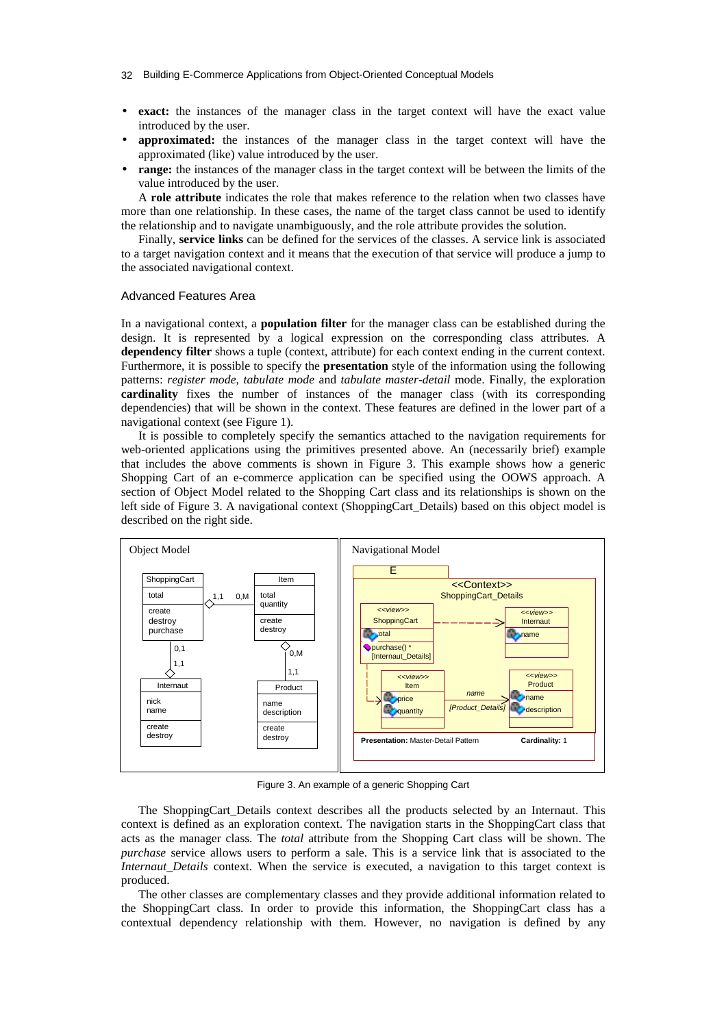- **exact:** the instances of the manager class in the target context will have the exact value introduced by the user.
- **approximated:** the instances of the manager class in the target context will have the approximated (like) value introduced by the user.
- **range:** the instances of the manager class in the target context will be between the limits of the value introduced by the user.

A **role attribute** indicates the role that makes reference to the relation when two classes have more than one relationship. In these cases, the name of the target class cannot be used to identify the relationship and to navigate unambiguously, and the role attribute provides the solution.

Finally, **service links** can be defined for the services of the classes. A service link is associated to a target navigation context and it means that the execution of that service will produce a jump to the associated navigational context.

### Advanced Features Area

In a navigational context, a **population filter** for the manager class can be established during the design. It is represented by a logical expression on the corresponding class attributes. A **dependency filter** shows a tuple (context, attribute) for each context ending in the current context. Furthermore, it is possible to specify the **presentation** style of the information using the following patterns: *register mode*, *tabulate mode* and *tabulate master-detail* mode. Finally, the exploration **cardinality** fixes the number of instances of the manager class (with its corresponding dependencies) that will be shown in the context. These features are defined in the lower part of a navigational context (see Figure 1).

It is possible to completely specify the semantics attached to the navigation requirements for web-oriented applications using the primitives presented above. An (necessarily brief) example that includes the above comments is shown in Figure 3. This example shows how a generic Shopping Cart of an e-commerce application can be specified using the OOWS approach. A section of Object Model related to the Shopping Cart class and its relationships is shown on the left side of Figure 3. A navigational context (ShoppingCart_Details) based on this object model is described on the right side.

Figure 3. An example of a generic Shopping Cart

The ShoppingCart_Details context describes all the products selected by an Internaut. This context is defined as an exploration context. The navigation starts in the ShoppingCart class that acts as the manager class. The *total* attribute from the Shopping Cart class will be shown. The *purchase* service allows users to perform a sale. This is a service link that is associated to the *Internaut_Details* context. When the service is executed, a navigation to this target context is produced.

The other classes are complementary classes and they provide additional information related to the ShoppingCart class. In order to provide this information, the ShoppingCart class has a contextual dependency relationship with them. However, no navigation is defined by any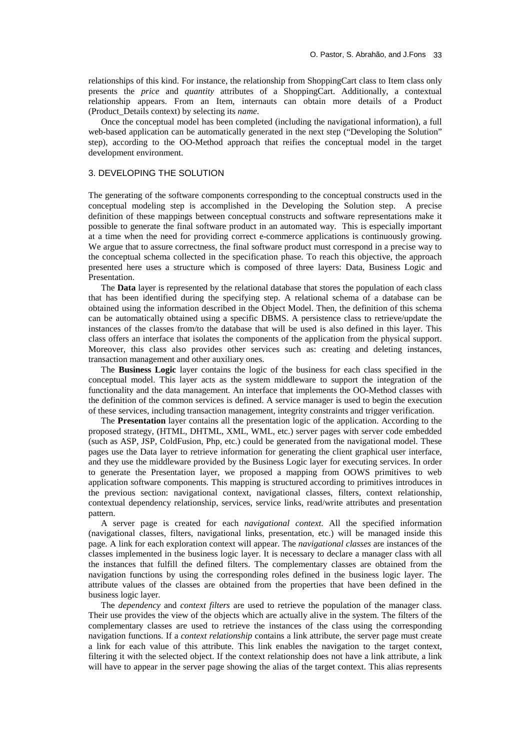relationships of this kind. For instance, the relationship from ShoppingCart class to Item class only presents the *price* and *quantity* attributes of a ShoppingCart. Additionally, a contextual relationship appears. From an Item, internauts can obtain more details of a Product (Product_Details context) by selecting its *name*.

Once the conceptual model has been completed (including the navigational information), a full web-based application can be automatically generated in the next step ("Developing the Solution" step), according to the OO-Method approach that reifies the conceptual model in the target development environment.

## 3. DEVELOPING THE SOLUTION

The generating of the software components corresponding to the conceptual constructs used in the conceptual modeling step is accomplished in the Developing the Solution step. A precise definition of these mappings between conceptual constructs and software representations make it possible to generate the final software product in an automated way. This is especially important at a time when the need for providing correct e-commerce applications is continuously growing. We argue that to assure correctness, the final software product must correspond in a precise way to the conceptual schema collected in the specification phase. To reach this objective, the approach presented here uses a structure which is composed of three layers: Data, Business Logic and Presentation.

The **Data** layer is represented by the relational database that stores the population of each class that has been identified during the specifying step. A relational schema of a database can be obtained using the information described in the Object Model. Then, the definition of this schema can be automatically obtained using a specific DBMS. A persistence class to retrieve/update the instances of the classes from/to the database that will be used is also defined in this layer. This class offers an interface that isolates the components of the application from the physical support. Moreover, this class also provides other services such as: creating and deleting instances, transaction management and other auxiliary ones.

The **Business Logic** layer contains the logic of the business for each class specified in the conceptual model. This layer acts as the system middleware to support the integration of the functionality and the data management. An interface that implements the OO-Method classes with the definition of the common services is defined. A service manager is used to begin the execution of these services, including transaction management, integrity constraints and trigger verification.

The **Presentation** layer contains all the presentation logic of the application. According to the proposed strategy, (HTML, DHTML, XML, WML, etc.) server pages with server code embedded (such as ASP, JSP, ColdFusion, Php, etc.) could be generated from the navigational model. These pages use the Data layer to retrieve information for generating the client graphical user interface, and they use the middleware provided by the Business Logic layer for executing services. In order to generate the Presentation layer, we proposed a mapping from OOWS primitives to web application software components. This mapping is structured according to primitives introduces in the previous section: navigational context, navigational classes, filters, context relationship, contextual dependency relationship, services, service links, read/write attributes and presentation pattern.

A server page is created for each *navigational context*. All the specified information (navigational classes, filters, navigational links, presentation, etc.) will be managed inside this page. A link for each exploration context will appear. The *navigational classes* are instances of the classes implemented in the business logic layer. It is necessary to declare a manager class with all the instances that fulfill the defined filters. The complementary classes are obtained from the navigation functions by using the corresponding roles defined in the business logic layer. The attribute values of the classes are obtained from the properties that have been defined in the business logic layer.

The *dependency* and *context filters* are used to retrieve the population of the manager class. Their use provides the view of the objects which are actually alive in the system. The filters of the complementary classes are used to retrieve the instances of the class using the corresponding navigation functions. If a *context relationship* contains a link attribute, the server page must create a link for each value of this attribute. This link enables the navigation to the target context, filtering it with the selected object. If the context relationship does not have a link attribute, a link will have to appear in the server page showing the alias of the target context. This alias represents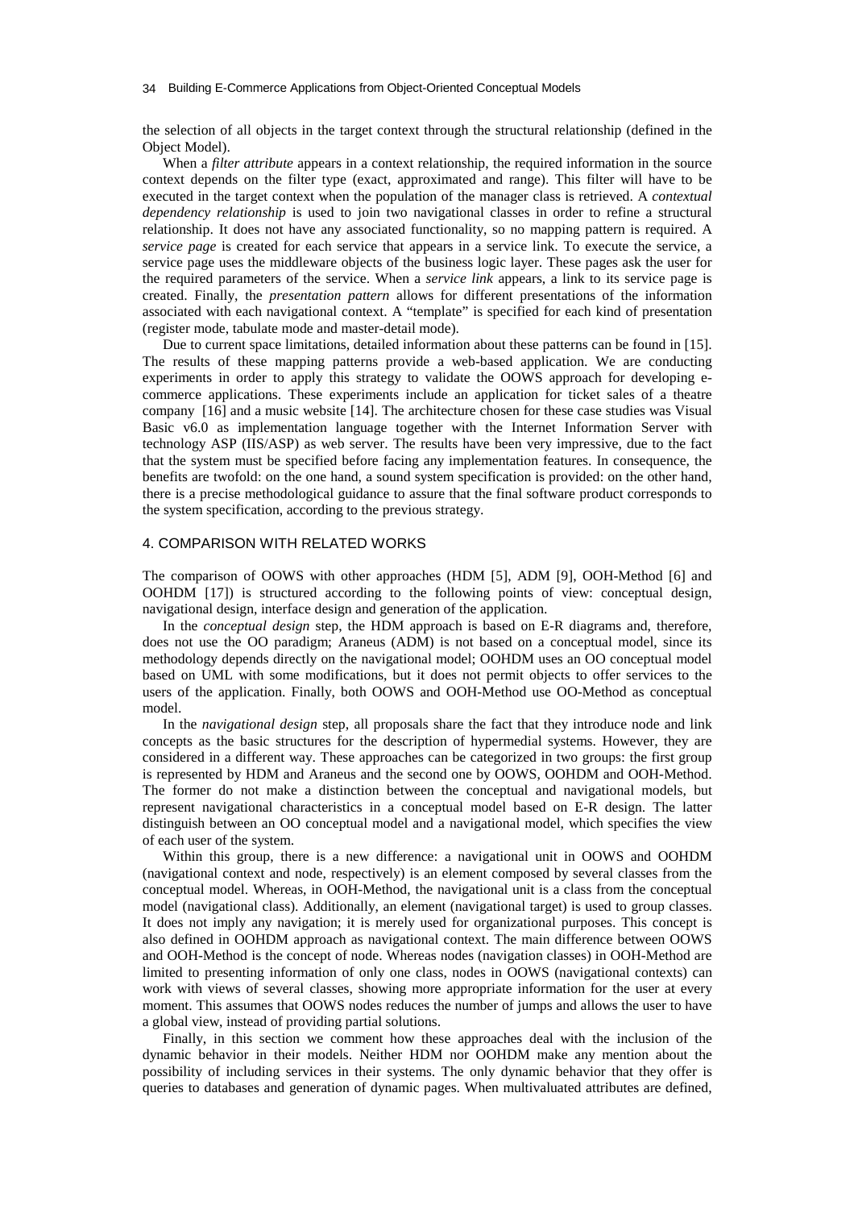the selection of all objects in the target context through the structural relationship (defined in the Object Model).

When a *filter attribute* appears in a context relationship, the required information in the source context depends on the filter type (exact, approximated and range). This filter will have to be executed in the target context when the population of the manager class is retrieved. A *contextual dependency relationship* is used to join two navigational classes in order to refine a structural relationship. It does not have any associated functionality, so no mapping pattern is required. A *service page* is created for each service that appears in a service link. To execute the service, a service page uses the middleware objects of the business logic layer. These pages ask the user for the required parameters of the service. When a *service link* appears, a link to its service page is created. Finally, the *presentation pattern* allows for different presentations of the information associated with each navigational context. A "template" is specified for each kind of presentation (register mode, tabulate mode and master-detail mode).

Due to current space limitations, detailed information about these patterns can be found in [15]. The results of these mapping patterns provide a web-based application. We are conducting experiments in order to apply this strategy to validate the OOWS approach for developing e-commerce applications. These experiments include an application for ticket sales of a theatre company [16] and a music website [14]. The architecture chosen for these case studies was Visual Basic v6.0 as implementation language together with the Internet Information Server with technology ASP (IIS/ASP) as web server. The results have been very impressive, due to the fact that the system must be specified before facing any implementation features. In consequence, the benefits are twofold: on the one hand, a sound system specification is provided: on the other hand, there is a precise methodological guidance to assure that the final software product corresponds to the system specification, according to the previous strategy.

## 4. COMPARISON WITH RELATED WORKS

The comparison of OOWS with other approaches (HDM [5], ADM [9], OOH-Method [6] and OOHDM [17]) is structured according to the following points of view: conceptual design, navigational design, interface design and generation of the application.

In the *conceptual design* step, the HDM approach is based on E-R diagrams and, therefore, does not use the OO paradigm; Araneus (ADM) is not based on a conceptual model, since its methodology depends directly on the navigational model; OOHDM uses an OO conceptual model based on UML with some modifications, but it does not permit objects to offer services to the users of the application. Finally, both OOWS and OOH-Method use OO-Method as conceptual model.

In the *navigational design* step, all proposals share the fact that they introduce node and link concepts as the basic structures for the description of hypermedial systems. However, they are considered in a different way. These approaches can be categorized in two groups: the first group is represented by HDM and Araneus and the second one by OOWS, OOHDM and OOH-Method. The former do not make a distinction between the conceptual and navigational models, but represent navigational characteristics in a conceptual model based on E-R design. The latter distinguish between an OO conceptual model and a navigational model, which specifies the view of each user of the system.

Within this group, there is a new difference: a navigational unit in OOWS and OOHDM (navigational context and node, respectively) is an element composed by several classes from the conceptual model. Whereas, in OOH-Method, the navigational unit is a class from the conceptual model (navigational class). Additionally, an element (navigational target) is used to group classes. It does not imply any navigation; it is merely used for organizational purposes. This concept is also defined in OOHDM approach as navigational context. The main difference between OOWS and OOH-Method is the concept of node. Whereas nodes (navigation classes) in OOH-Method are limited to presenting information of only one class, nodes in OOWS (navigational contexts) can work with views of several classes, showing more appropriate information for the user at every moment. This assumes that OOWS nodes reduces the number of jumps and allows the user to have a global view, instead of providing partial solutions.

Finally, in this section we comment how these approaches deal with the inclusion of the dynamic behavior in their models. Neither HDM nor OOHDM make any mention about the possibility of including services in their systems. The only dynamic behavior that they offer is queries to databases and generation of dynamic pages. When multivaluated attributes are defined,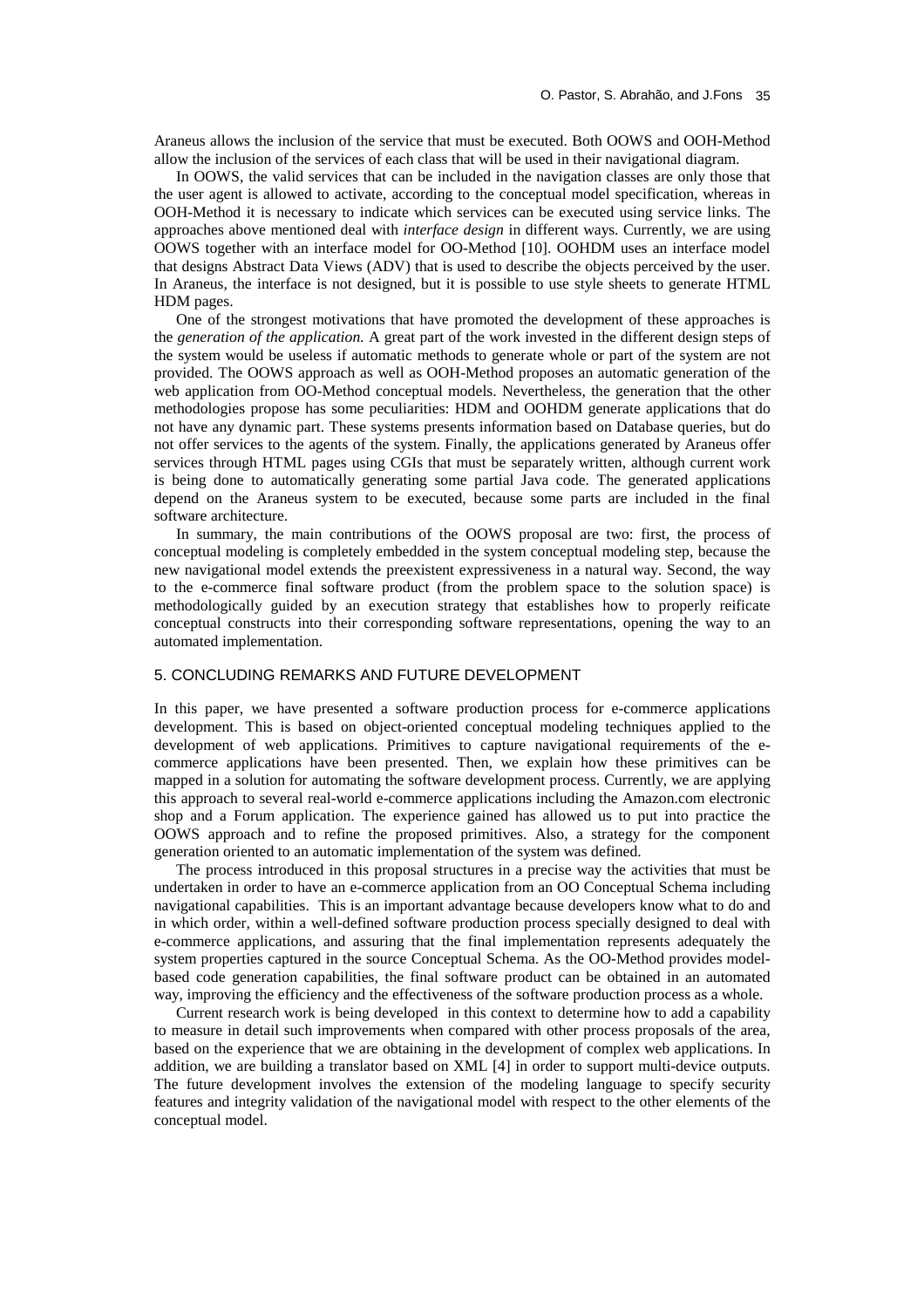Araneus allows the inclusion of the service that must be executed. Both OOWS and OOH-Method allow the inclusion of the services of each class that will be used in their navigational diagram.

In OOWS, the valid services that can be included in the navigation classes are only those that the user agent is allowed to activate, according to the conceptual model specification, whereas in OOH-Method it is necessary to indicate which services can be executed using service links. The approaches above mentioned deal with *interface design* in different ways. Currently, we are using OOWS together with an interface model for OO-Method [10]. OOHDM uses an interface model that designs Abstract Data Views (ADV) that is used to describe the objects perceived by the user. In Araneus, the interface is not designed, but it is possible to use style sheets to generate HTML HDM pages.

One of the strongest motivations that have promoted the development of these approaches is the *generation of the application.* A great part of the work invested in the different design steps of the system would be useless if automatic methods to generate whole or part of the system are not provided. The OOWS approach as well as OOH-Method proposes an automatic generation of the web application from OO-Method conceptual models. Nevertheless, the generation that the other methodologies propose has some peculiarities: HDM and OOHDM generate applications that do not have any dynamic part. These systems presents information based on Database queries, but do not offer services to the agents of the system. Finally, the applications generated by Araneus offer services through HTML pages using CGIs that must be separately written, although current work is being done to automatically generating some partial Java code. The generated applications depend on the Araneus system to be executed, because some parts are included in the final software architecture.

In summary, the main contributions of the OOWS proposal are two: first, the process of conceptual modeling is completely embedded in the system conceptual modeling step, because the new navigational model extends the preexistent expressiveness in a natural way. Second, the way to the e-commerce final software product (from the problem space to the solution space) is methodologically guided by an execution strategy that establishes how to properly reificate conceptual constructs into their corresponding software representations, opening the way to an automated implementation.

## 5. CONCLUDING REMARKS AND FUTURE DEVELOPMENT

In this paper, we have presented a software production process for e-commerce applications development. This is based on object-oriented conceptual modeling techniques applied to the development of web applications. Primitives to capture navigational requirements of the e-commerce applications have been presented. Then, we explain how these primitives can be mapped in a solution for automating the software development process. Currently, we are applying this approach to several real-world e-commerce applications including the Amazon.com electronic shop and a Forum application. The experience gained has allowed us to put into practice the OOWS approach and to refine the proposed primitives. Also, a strategy for the component generation oriented to an automatic implementation of the system was defined.

The process introduced in this proposal structures in a precise way the activities that must be undertaken in order to have an e-commerce application from an OO Conceptual Schema including navigational capabilities. This is an important advantage because developers know what to do and in which order, within a well-defined software production process specially designed to deal with e-commerce applications, and assuring that the final implementation represents adequately the system properties captured in the source Conceptual Schema. As the OO-Method provides model-based code generation capabilities, the final software product can be obtained in an automated way, improving the efficiency and the effectiveness of the software production process as a whole.

Current research work is being developed in this context to determine how to add a capability to measure in detail such improvements when compared with other process proposals of the area, based on the experience that we are obtaining in the development of complex web applications. In addition, we are building a translator based on XML [4] in order to support multi-device outputs. The future development involves the extension of the modeling language to specify security features and integrity validation of the navigational model with respect to the other elements of the conceptual model.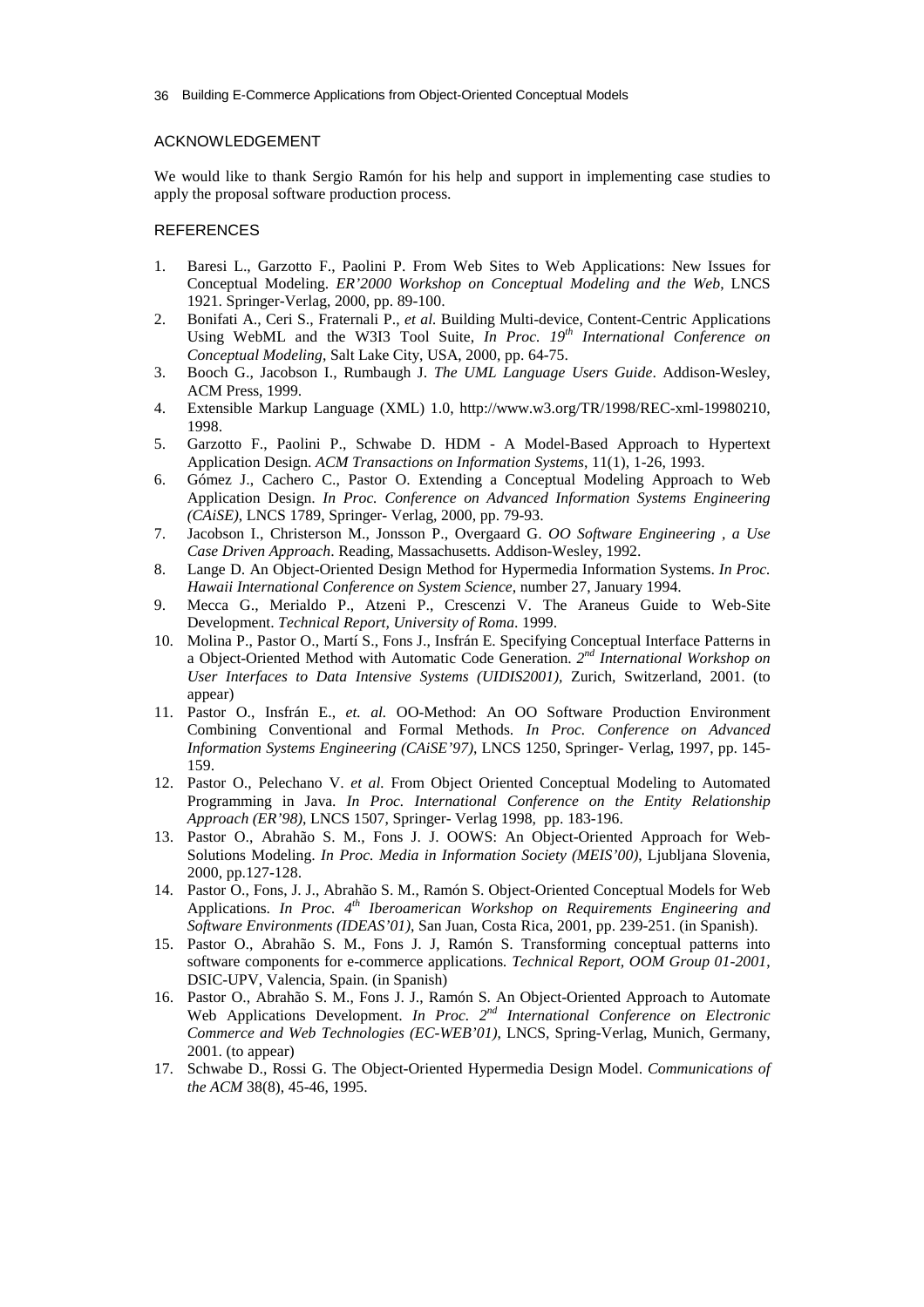## ACKNOWLEDGEMENT

We would like to thank Sergio Ramón for his help and support in implementing case studies to apply the proposal software production process.

## REFERENCES

1. Baresi L., Garzotto F., Paolini P. From Web Sites to Web Applications: New Issues for Conceptual Modeling. *ER'2000 Workshop on Conceptual Modeling and the Web*, LNCS 1921. Springer-Verlag, 2000, pp. 89-100.
2. Bonifati A., Ceri S., Fraternali P., *et al.* Building Multi-device, Content-Centric Applications Using WebML and the W3I3 Tool Suite, *In Proc. 19th International Conference on Conceptual Modeling*, Salt Lake City, USA, 2000, pp. 64-75.
3. Booch G., Jacobson I., Rumbaugh J. *The UML Language Users Guide*. Addison-Wesley, ACM Press, 1999.
4. Extensible Markup Language (XML) 1.0, http://www.w3.org/TR/1998/REC-xml-19980210, 1998.
5. Garzotto F., Paolini P., Schwabe D. HDM - A Model-Based Approach to Hypertext Application Design. *ACM Transactions on Information Systems*, 11(1), 1-26, 1993.
6. Gómez J., Cachero C., Pastor O. Extending a Conceptual Modeling Approach to Web Application Design. *In Proc. Conference on Advanced Information Systems Engineering (CAiSE)*, LNCS 1789, Springer- Verlag, 2000, pp. 79-93.
7. Jacobson I., Christerson M., Jonsson P., Overgaard G. *OO Software Engineering , a Use Case Driven Approach*. Reading, Massachusetts. Addison-Wesley, 1992.
8. Lange D. An Object-Oriented Design Method for Hypermedia Information Systems. *In Proc. Hawaii International Conference on System Science*, number 27, January 1994.
9. Mecca G., Merialdo P., Atzeni P., Crescenzi V. The Araneus Guide to Web-Site Development. *Technical Report, University of Roma*. 1999.
10. Molina P., Pastor O., Martí S., Fons J., Insfrán E. Specifying Conceptual Interface Patterns in a Object-Oriented Method with Automatic Code Generation. *2nd International Workshop on User Interfaces to Data Intensive Systems (UIDIS2001)*, Zurich, Switzerland, 2001. (to appear)
11. Pastor O., Insfrán E., *et. al.* OO-Method: An OO Software Production Environment Combining Conventional and Formal Methods. *In Proc. Conference on Advanced Information Systems Engineering (CAiSE'97)*, LNCS 1250, Springer- Verlag, 1997, pp. 145-159.
12. Pastor O., Pelechano V. *et al.* From Object Oriented Conceptual Modeling to Automated Programming in Java. *In Proc. International Conference on the Entity Relationship Approach (ER'98)*, LNCS 1507, Springer- Verlag 1998, pp. 183-196.
13. Pastor O., Abrahão S. M., Fons J. J. OOWS: An Object-Oriented Approach for Web-Solutions Modeling. *In Proc. Media in Information Society (MEIS'00)*, Ljubljana Slovenia, 2000, pp.127-128.
14. Pastor O., Fons, J. J., Abrahão S. M., Ramón S. Object-Oriented Conceptual Models for Web Applications. *In Proc. 4th Iberoamerican Workshop on Requirements Engineering and Software Environments (IDEAS'01)*, San Juan, Costa Rica, 2001, pp. 239-251. (in Spanish).
15. Pastor O., Abrahão S. M., Fons J. J, Ramón S. Transforming conceptual patterns into software components for e-commerce applications. *Technical Report, OOM Group 01-2001*, DSIC-UPV, Valencia, Spain. (in Spanish)
16. Pastor O., Abrahão S. M., Fons J. J., Ramón S. An Object-Oriented Approach to Automate Web Applications Development. *In Proc. 2nd International Conference on Electronic Commerce and Web Technologies (EC-WEB'01)*, LNCS, Spring-Verlag, Munich, Germany, 2001. (to appear)
17. Schwabe D., Rossi G. The Object-Oriented Hypermedia Design Model. *Communications of the ACM* 38(8), 45-46, 1995.